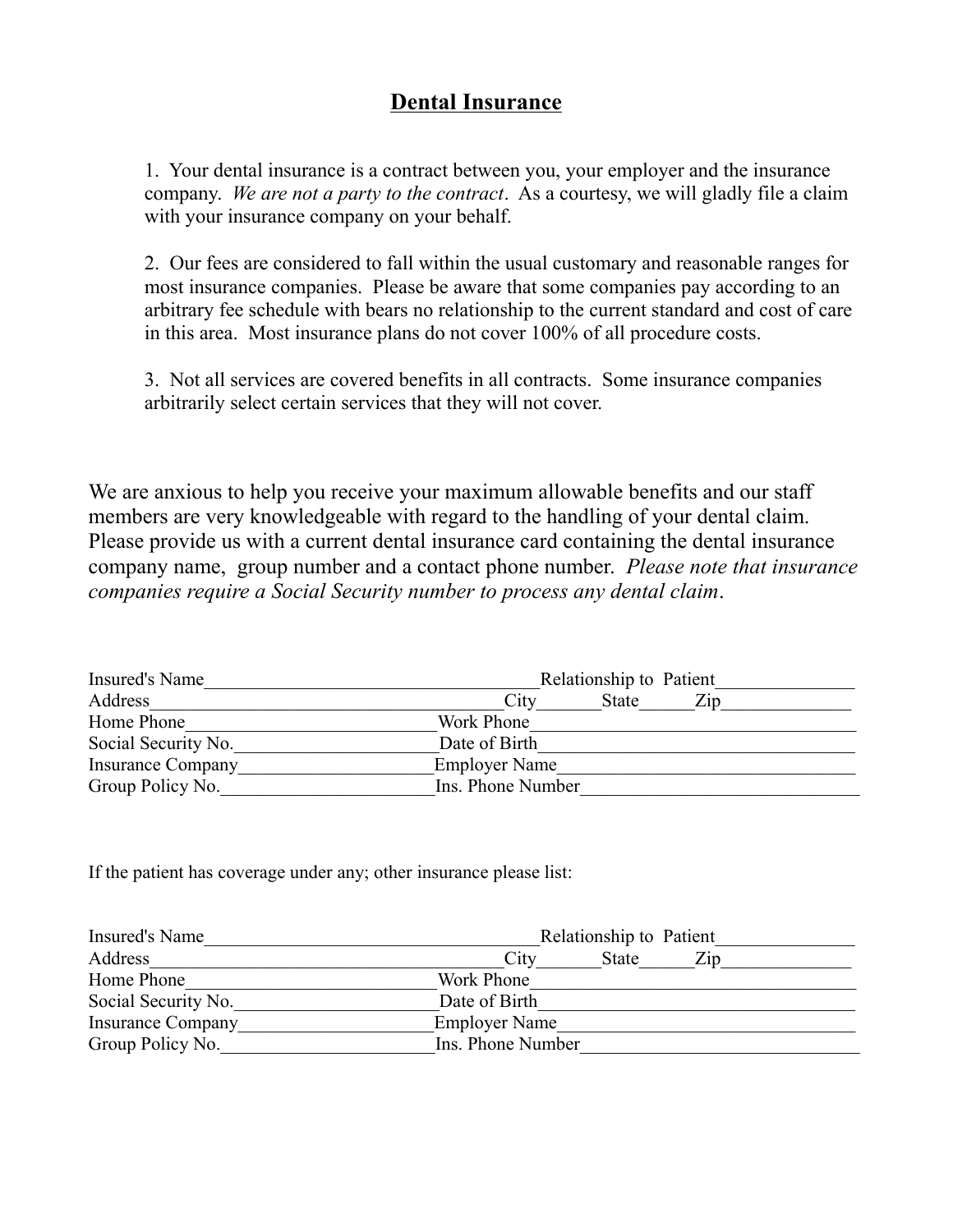# Dental Insurance

1. Your dental insurance is a contract between you, your employer and the insurance company. *We are not a party to the contract*. As a courtesy, we will gladly file a claim with your insurance company on your behalf.

2. Our fees are considered to fall within the usual customary and reasonable ranges for most insurance companies. Please be aware that some companies pay according to an arbitrary fee schedule with bears no relationship to the current standard and cost of care in this area. Most insurance plans do not cover 100% of all procedure costs.

3. Not all services are covered benefits in all contracts. Some insurance companies arbitrarily select certain services that they will not cover.

We are anxious to help you receive your maximum allowable benefits and our staff members are very knowledgeable with regard to the handling of your dental claim. Please provide us with a current dental insurance card containing the dental insurance company name, group number and a contact phone number. *Please note that insurance companies require a Social Security number to process any dental claim*.

Insured's Name_____________________________________Relationship to Patient_______________

Address_____________________________________City_______State______Zip______________

Home Phone____________________________Work Phone____________________________________

Social Security No.______________________Date of Birth__________________________________

Insurance Company_____________________Employer Name________________________________

Group Policy No.________________________Ins. Phone Number______________________________

If the patient has coverage under any; other insurance please list:

Insured's Name_____________________________________Relationship to Patient_______________

Address_____________________________________City_______State______Zip______________

Home Phone____________________________Work Phone____________________________________

Social Security No.______________________Date of Birth__________________________________

Insurance Company_____________________Employer Name________________________________

Group Policy No.________________________Ins. Phone Number______________________________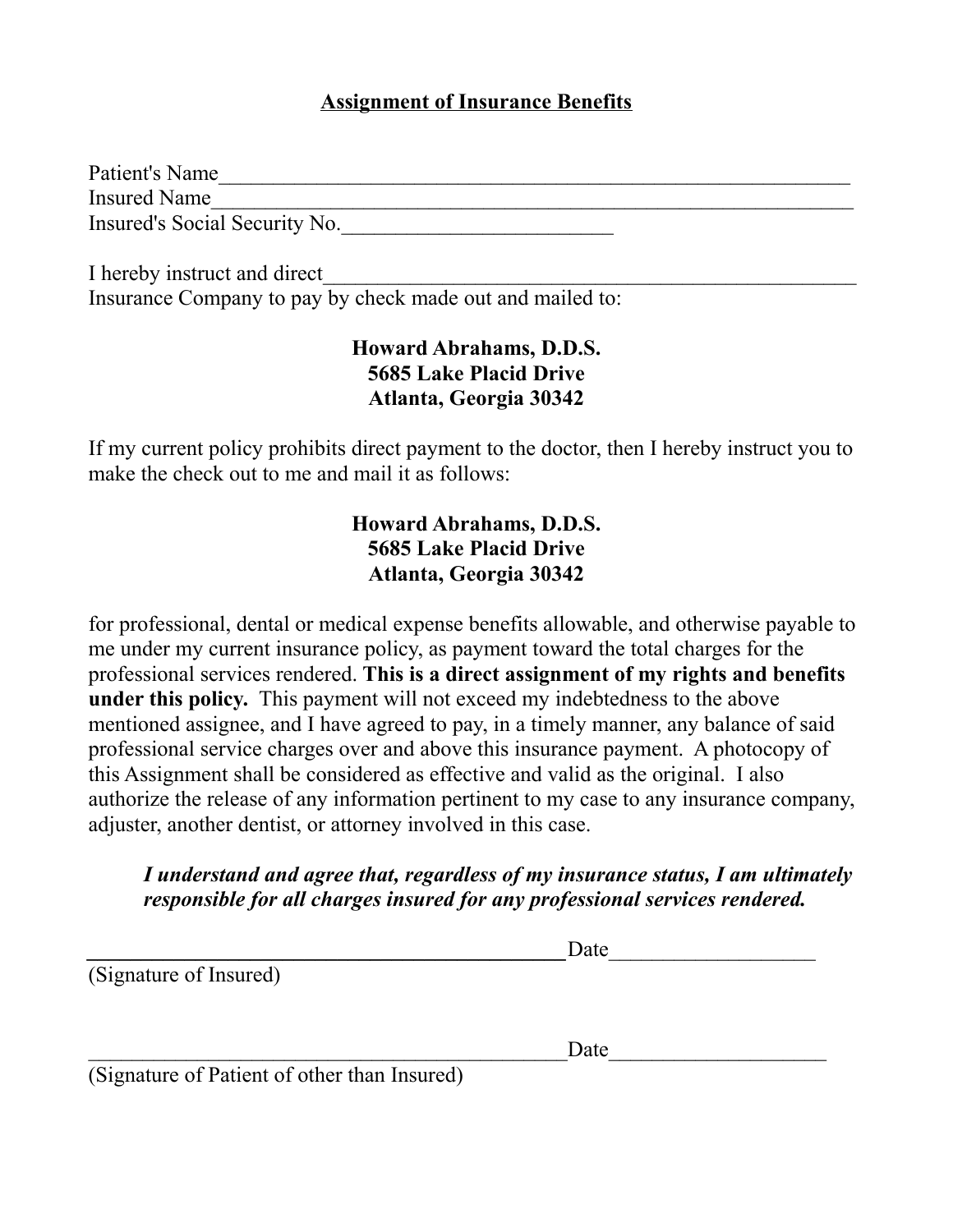# Assignment of Insurance Benefits

Patient's Name\_\_\_\_\_\_\_\_\_\_\_\_\_\_\_\_\_\_\_\_\_\_\_\_\_\_\_\_\_\_\_\_\_\_\_\_\_\_\_\_\_\_\_\_\_\_\_\_\_\_\_\_\_\_\_\_\_\_\_\_
Insured Name\_\_\_\_\_\_\_\_\_\_\_\_\_\_\_\_\_\_\_\_\_\_\_\_\_\_\_\_\_\_\_\_\_\_\_\_\_\_\_\_\_\_\_\_\_\_\_\_\_\_\_\_\_\_\_\_\_\_\_\_\_\_
Insured's Social Security No.\_\_\_\_\_\_\_\_\_\_\_\_\_\_\_\_\_\_\_\_\_\_\_\_\_\_

I hereby instruct and direct\_\_\_\_\_\_\_\_\_\_\_\_\_\_\_\_\_\_\_\_\_\_\_\_\_\_\_\_\_\_\_\_\_\_\_\_\_\_\_\_\_\_\_\_\_\_\_\_\_\_\_\_\_
Insurance Company to pay by check made out and mailed to:

**Howard Abrahams, D.D.S.**
**5685 Lake Placid Drive**
**Atlanta, Georgia 30342**

If my current policy prohibits direct payment to the doctor, then I hereby instruct you to make the check out to me and mail it as follows:

**Howard Abrahams, D.D.S.**
**5685 Lake Placid Drive**
**Atlanta, Georgia 30342**

for professional, dental or medical expense benefits allowable, and otherwise payable to me under my current insurance policy, as payment toward the total charges for the professional services rendered. **This is a direct assignment of my rights and benefits under this policy.** This payment will not exceed my indebtedness to the above mentioned assignee, and I have agreed to pay, in a timely manner, any balance of said professional service charges over and above this insurance payment. A photocopy of this Assignment shall be considered as effective and valid as the original. I also authorize the release of any information pertinent to my case to any insurance company, adjuster, another dentist, or attorney involved in this case.

***I understand and agree that, regardless of my insurance status, I am ultimately responsible for all charges insured for any professional services rendered.***

\_\_\_\_\_\_\_\_\_\_\_\_\_\_\_\_\_\_\_\_\_\_\_\_\_\_\_\_\_\_\_\_\_\_\_\_\_\_\_\_\_\_\_\_\_\_\_\_Date\_\_\_\_\_\_\_\_\_\_\_\_\_\_\_\_\_\_\_
(Signature of Insured)

\_\_\_\_\_\_\_\_\_\_\_\_\_\_\_\_\_\_\_\_\_\_\_\_\_\_\_\_\_\_\_\_\_\_\_\_\_\_\_\_\_\_\_\_\_\_\_\_Date\_\_\_\_\_\_\_\_\_\_\_\_\_\_\_\_\_\_\_\_
(Signature of Patient of other than Insured)